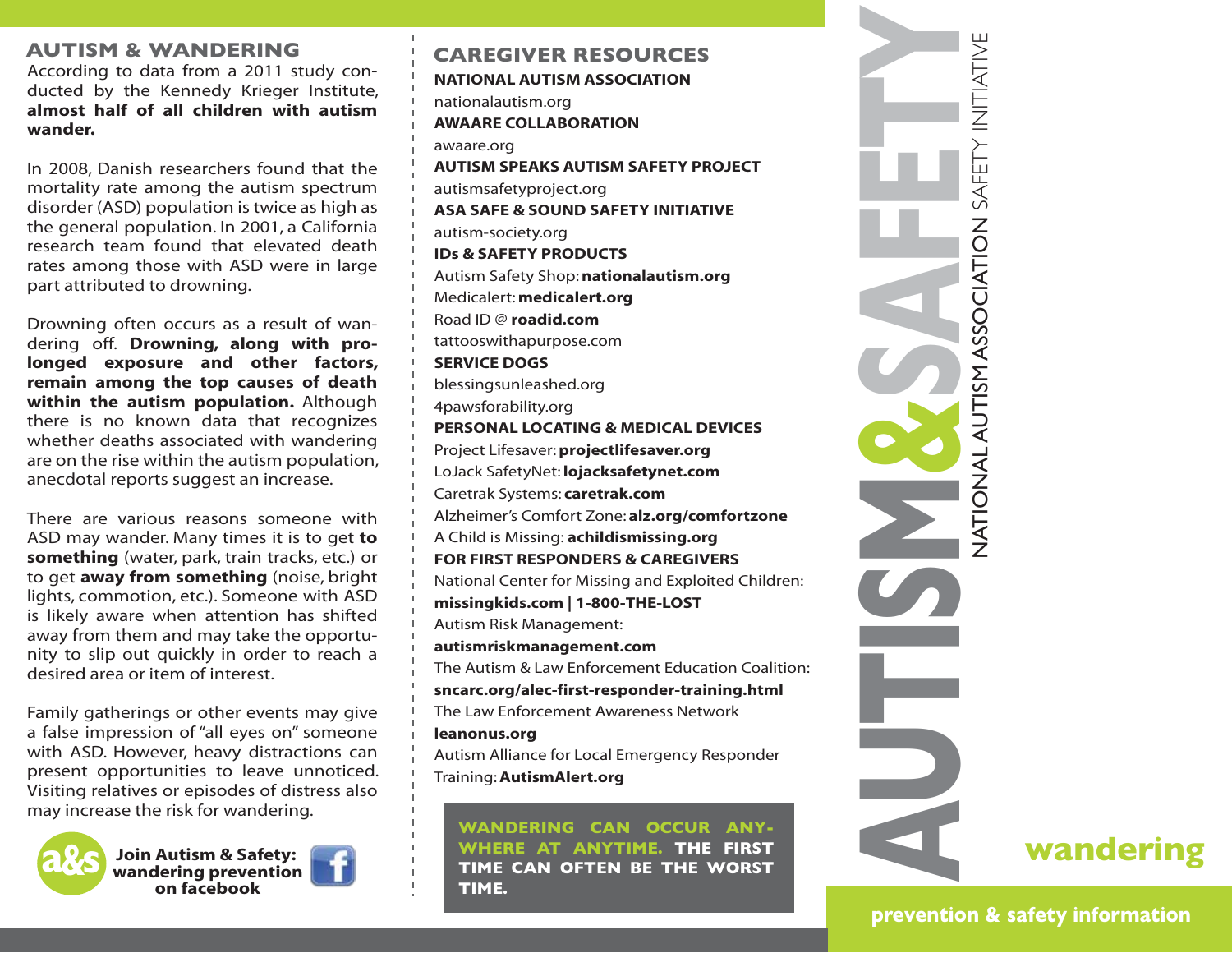## AUTISM & WANDERING

According to data from a 2011 study conducted by the Kennedy Krieger Institute, **almost half of all children with autism wander.**

In 2008, Danish researchers found that the mortality rate among the autism spectrum disorder (ASD) population is twice as high as the general population. In 2001, a California research team found that elevated death rates among those with ASD were in large part attributed to drowning.

Drowning often occurs as a result of wandering off. **Drowning, along with prolonged exposure and other factors, remain among the top causes of death within the autism population.** Although there is no known data that recognizes whether deaths associated with wandering are on the rise within the autism population, anecdotal reports suggest an increase.

There are various reasons someone with ASD may wander. Many times it is to get **to something** (water, park, train tracks, etc.) or to get **away from something** (noise, bright lights, commotion, etc.). Someone with ASD is likely aware when attention has shifted away from them and may take the opportunity to slip out quickly in order to reach a desired area or item of interest.

Family gatherings or other events may give a false impression of "all eyes on" someone with ASD. However, heavy distractions can present opportunities to leave unnoticed. Visiting relatives or episodes of distress also may increase the risk for wandering.

**Join Autism & Safety: wandering prevention on facebook**

## CAREGIVER RESOURCES

**NATIONAL AUTISM ASSOCIATION**
nationalautism.org

**AWAARE COLLABORATION**
awaare.org

**AUTISM SPEAKS AUTISM SAFETY PROJECT**
autismsafetyproject.org

**ASA SAFE & SOUND SAFETY INITIATIVE**
autism-society.org

**IDs & SAFETY PRODUCTS**
Autism Safety Shop: **nationalautism.org**
Medicalert: **medicalert.org**
Road ID @ **roadid.com**
tattooswithapurpose.com

**SERVICE DOGS**
blessingsunleashed.org
4pawsforability.org

**PERSONAL LOCATING & MEDICAL DEVICES**
Project Lifesaver: **projectlifesaver.org**
LoJack SafetyNet: **lojacksafetynet.com**
Caretrak Systems: **caretrak.com**
Alzheimer's Comfort Zone: **alz.org/comfortzone**
A Child is Missing: **achildismissing.org**

**FOR FIRST RESPONDERS & CAREGIVERS**
National Center for Missing and Exploited Children:
**missingkids.com | 1-800-THE-LOST**
Autism Risk Management:
**autismriskmanagement.com**
The Autism & Law Enforcement Education Coalition:
**sncarc.org/alec-first-responder-training.html**
The Law Enforcement Awareness Network
**leanonus.org**
Autism Alliance for Local Emergency Responder Training: **AutismAlert.org**

**WANDERING CAN OCCUR ANYWHERE AT ANYTIME. THE FIRST TIME CAN OFTEN BE THE WORST TIME.**

# AUTISM & SAFETY

NATIONAL AUTISM ASSOCIATION SAFETY INITIATIVE

## wandering

**prevention & safety information**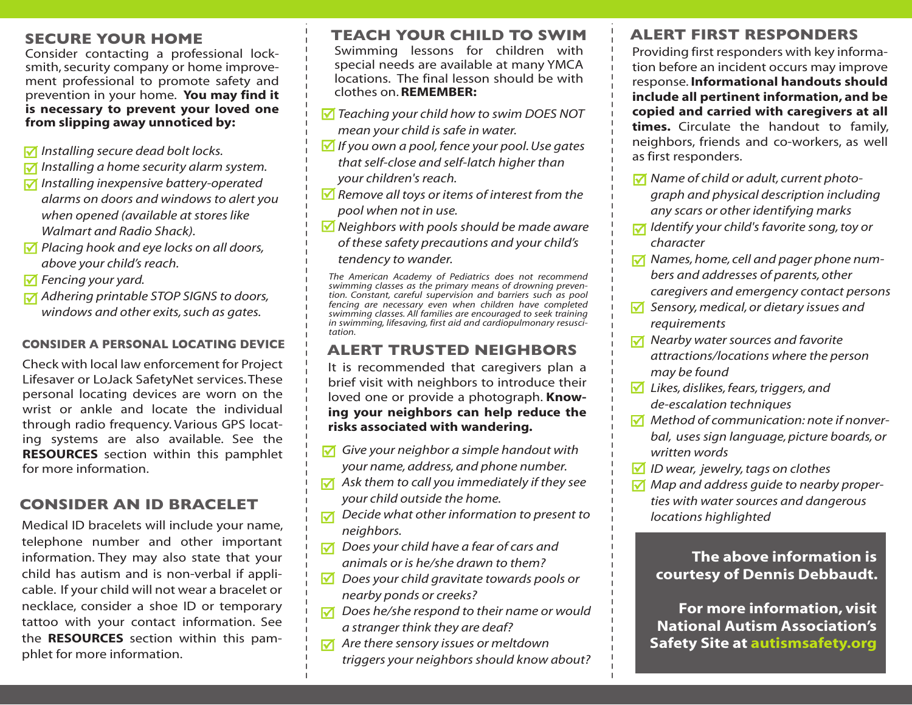## SECURE YOUR HOME

Consider contacting a professional locksmith, security company or home improvement professional to promote safety and prevention in your home. **You may find it is necessary to prevent your loved one from slipping away unnoticed by:**

- *Installing secure dead bolt locks.*
- *Installing a home security alarm system.*
- *Installing inexpensive battery-operated alarms on doors and windows to alert you when opened (available at stores like Walmart and Radio Shack).*
- *Placing hook and eye locks on all doors, above your child's reach.*
- *Fencing your yard.*
- *Adhering printable STOP SIGNS to doors, windows and other exits, such as gates.*

### CONSIDER A PERSONAL LOCATING DEVICE

Check with local law enforcement for Project Lifesaver or LoJack SafetyNet services. These personal locating devices are worn on the wrist or ankle and locate the individual through radio frequency. Various GPS locating systems are also available. See the **RESOURCES** section within this pamphlet for more information.

## CONSIDER AN ID BRACELET

Medical ID bracelets will include your name, telephone number and other important information. They may also state that your child has autism and is non-verbal if applicable. If your child will not wear a bracelet or necklace, consider a shoe ID or temporary tattoo with your contact information. See the **RESOURCES** section within this pamphlet for more information.

## TEACH YOUR CHILD TO SWIM

Swimming lessons for children with special needs are available at many YMCA locations. The final lesson should be with clothes on. **REMEMBER:**

- *Teaching your child how to swim DOES NOT mean your child is safe in water.*
- *If you own a pool, fence your pool. Use gates that self-close and self-latch higher than your children's reach.*
- *Remove all toys or items of interest from the pool when not in use.*
- *Neighbors with pools should be made aware of these safety precautions and your child's tendency to wander.*

*The American Academy of Pediatrics does not recommend swimming classes as the primary means of drowning prevention. Constant, careful supervision and barriers such as pool fencing are necessary even when children have completed swimming classes. All families are encouraged to seek training in swimming, lifesaving, first aid and cardiopulmonary resuscitation.*

## ALERT TRUSTED NEIGHBORS

It is recommended that caregivers plan a brief visit with neighbors to introduce their loved one or provide a photograph. **Knowing your neighbors can help reduce the risks associated with wandering.**

- *Give your neighbor a simple handout with your name, address, and phone number.*
- *Ask them to call you immediately if they see your child outside the home.*
- *Decide what other information to present to neighbors.*
- *Does your child have a fear of cars and animals or is he/she drawn to them?*
- *Does your child gravitate towards pools or nearby ponds or creeks?*
- *Does he/she respond to their name or would a stranger think they are deaf?*
- *Are there sensory issues or meltdown triggers your neighbors should know about?*

## ALERT FIRST RESPONDERS

Providing first responders with key information before an incident occurs may improve response. **Informational handouts should include all pertinent information, and be copied and carried with caregivers at all times.** Circulate the handout to family, neighbors, friends and co-workers, as well as first responders.

- *Name of child or adult, current photograph and physical description including any scars or other identifying marks*
- *Identify your child's favorite song, toy or character*
- *Names, home, cell and pager phone numbers and addresses of parents, other caregivers and emergency contact persons*
- *Sensory, medical, or dietary issues and requirements*
- *Nearby water sources and favorite attractions/locations where the person may be found*
- *Likes, dislikes, fears, triggers, and de-escalation techniques*
- *Method of communication: note if nonverbal, uses sign language, picture boards, or written words*
- *ID wear, jewelry, tags on clothes*
- *Map and address guide to nearby properties with water sources and dangerous locations highlighted*

**The above information is courtesy of Dennis Debbaudt.**

**For more information, visit National Autism Association's Safety Site at autismsafety.org**